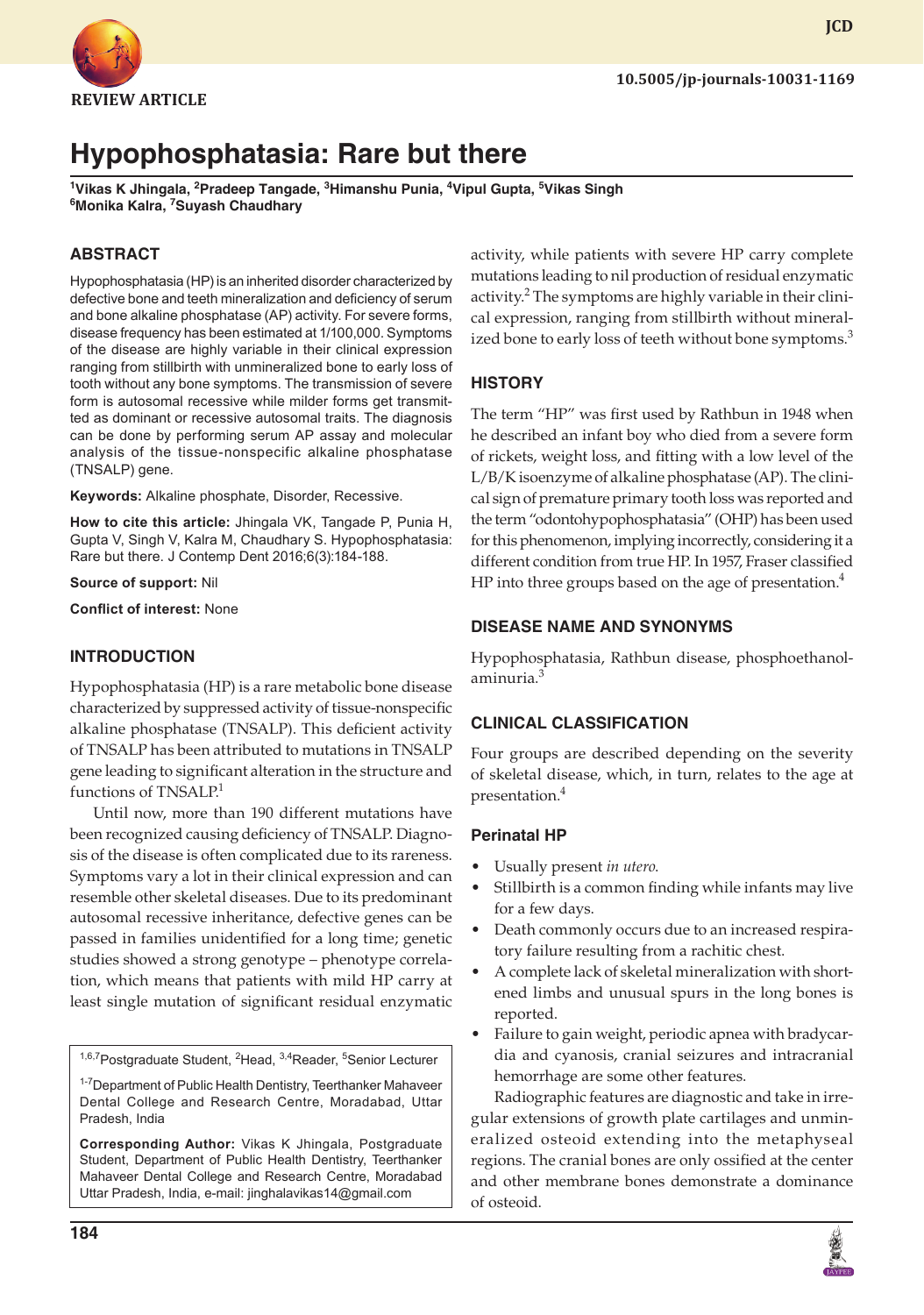REVIEW ARTICLE

10.5005/jp-journals-10031-1169

# Hypophosphatasia: Rare but there

[1]Vikas K Jhingala, [2]Pradeep Tangade, [3]Himanshu Punia, [4]Vipul Gupta, [5]Vikas Singh
[6]Monika Kalra, [7]Suyash Chaudhary

## ABSTRACT

Hypophosphatasia (HP) is an inherited disorder characterized by defective bone and teeth mineralization and deficiency of serum and bone alkaline phosphatase (AP) activity. For severe forms, disease frequency has been estimated at 1/100,000. Symptoms of the disease are highly variable in their clinical expression ranging from stillbirth with unmineralized bone to early loss of tooth without any bone symptoms. The transmission of severe form is autosomal recessive while milder forms get transmitted as dominant or recessive autosomal traits. The diagnosis can be done by performing serum AP assay and molecular analysis of the tissue-nonspecific alkaline phosphatase (TNSALP) gene.

**Keywords:** Alkaline phosphate, Disorder, Recessive.

**How to cite this article:** Jhingala VK, Tangade P, Punia H, Gupta V, Singh V, Kalra M, Chaudhary S. Hypophosphatasia: Rare but there. J Contemp Dent 2016;6(3):184-188.

**Source of support:** Nil

**Conflict of interest:** None

## INTRODUCTION

Hypophosphatasia (HP) is a rare metabolic bone disease characterized by suppressed activity of tissue-nonspecific alkaline phosphatase (TNSALP). This deficient activity of TNSALP has been attributed to mutations in TNSALP gene leading to significant alteration in the structure and functions of TNSALP.[1]

Until now, more than 190 different mutations have been recognized causing deficiency of TNSALP. Diagnosis of the disease is often complicated due to its rareness. Symptoms vary a lot in their clinical expression and can resemble other skeletal diseases. Due to its predominant autosomal recessive inheritance, defective genes can be passed in families unidentified for a long time; genetic studies showed a strong genotype – phenotype correlation, which means that patients with mild HP carry at least single mutation of significant residual enzymatic activity, while patients with severe HP carry complete mutations leading to nil production of residual enzymatic activity.[2] The symptoms are highly variable in their clinical expression, ranging from stillbirth without mineralized bone to early loss of teeth without bone symptoms.[3]

[1,6,7]Postgraduate Student, [2]Head, [3,4]Reader, [5]Senior Lecturer

[1-7]Department of Public Health Dentistry, Teerthanker Mahaveer Dental College and Research Centre, Moradabad, Uttar Pradesh, India

**Corresponding Author:** Vikas K Jhingala, Postgraduate Student, Department of Public Health Dentistry, Teerthanker Mahaveer Dental College and Research Centre, Moradabad Uttar Pradesh, India, e-mail: jinghalavikas14@gmail.com

## HISTORY

The term "HP" was first used by Rathbun in 1948 when he described an infant boy who died from a severe form of rickets, weight loss, and fitting with a low level of the L/B/K isoenzyme of alkaline phosphatase (AP). The clinical sign of premature primary tooth loss was reported and the term "odontohypophosphatasia" (OHP) has been used for this phenomenon, implying incorrectly, considering it a different condition from true HP. In 1957, Fraser classified HP into three groups based on the age of presentation.[4]

## DISEASE NAME AND SYNONYMS

Hypophosphatasia, Rathbun disease, phosphoethanolaminuria.[3]

## CLINICAL CLASSIFICATION

Four groups are described depending on the severity of skeletal disease, which, in turn, relates to the age at presentation.[4]

### Perinatal HP

- Usually present *in utero*.
- Stillbirth is a common finding while infants may live for a few days.
- Death commonly occurs due to an increased respiratory failure resulting from a rachitic chest.
- A complete lack of skeletal mineralization with shortened limbs and unusual spurs in the long bones is reported.
- Failure to gain weight, periodic apnea with bradycardia and cyanosis, cranial seizures and intracranial hemorrhage are some other features.

Radiographic features are diagnostic and take in irregular extensions of growth plate cartilages and unmineralized osteoid extending into the metaphyseal regions. The cranial bones are only ossified at the center and other membrane bones demonstrate a dominance of osteoid.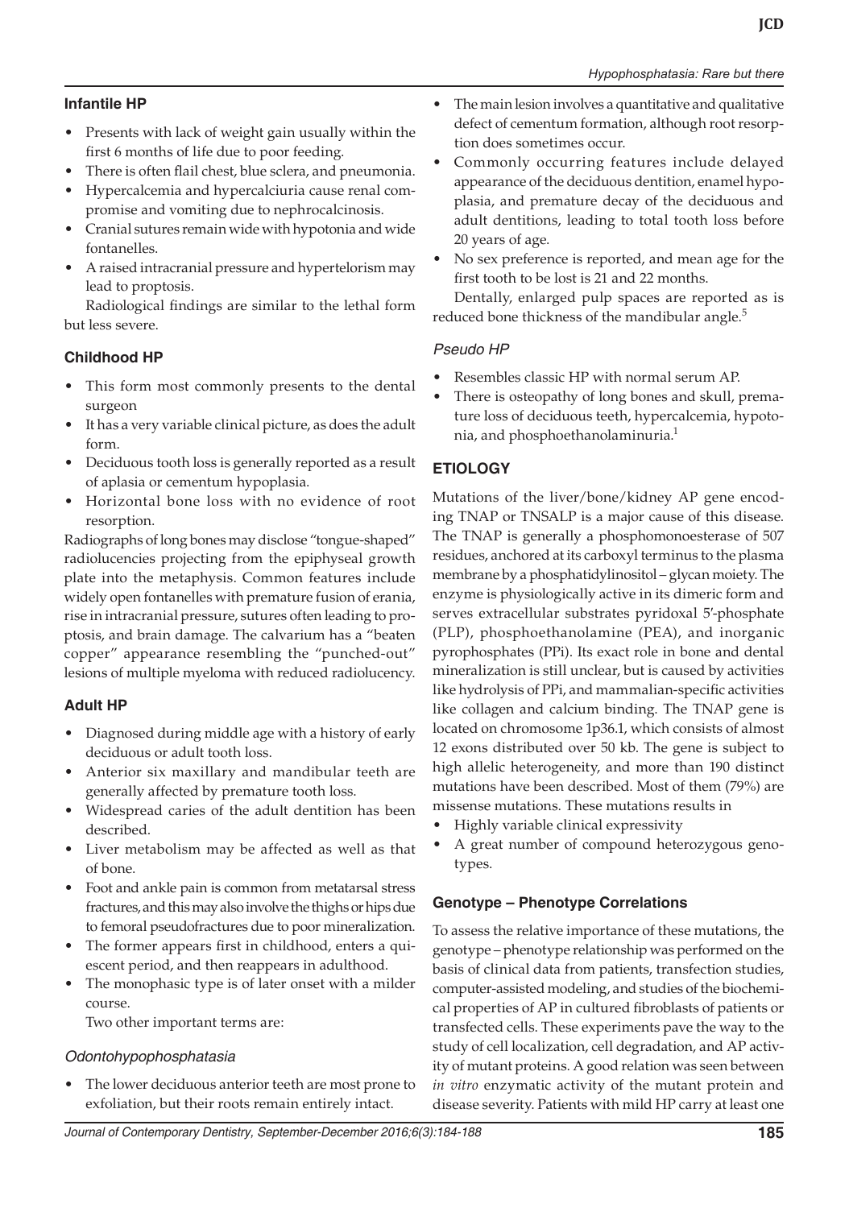### Infantile HP

- Presents with lack of weight gain usually within the first 6 months of life due to poor feeding.
- There is often flail chest, blue sclera, and pneumonia.
- Hypercalcemia and hypercalciuria cause renal compromise and vomiting due to nephrocalcinosis.
- Cranial sutures remain wide with hypotonia and wide fontanelles.
- A raised intracranial pressure and hypertelorism may lead to proptosis.

Radiological findings are similar to the lethal form but less severe.

### Childhood HP

- This form most commonly presents to the dental surgeon
- It has a very variable clinical picture, as does the adult form.
- Deciduous tooth loss is generally reported as a result of aplasia or cementum hypoplasia.
- Horizontal bone loss with no evidence of root resorption.

Radiographs of long bones may disclose "tongue-shaped" radiolucencies projecting from the epiphyseal growth plate into the metaphysis. Common features include widely open fontanelles with premature fusion of erania, rise in intracranial pressure, sutures often leading to proptosis, and brain damage. The calvarium has a "beaten copper" appearance resembling the "punched-out" lesions of multiple myeloma with reduced radiolucency.

### Adult HP

- Diagnosed during middle age with a history of early deciduous or adult tooth loss.
- Anterior six maxillary and mandibular teeth are generally affected by premature tooth loss.
- Widespread caries of the adult dentition has been described.
- Liver metabolism may be affected as well as that of bone.
- Foot and ankle pain is common from metatarsal stress fractures, and this may also involve the thighs or hips due to femoral pseudofractures due to poor mineralization.
- The former appears first in childhood, enters a quiescent period, and then reappears in adulthood.
- The monophasic type is of later onset with a milder course.

Two other important terms are:

#### *Odontohypophosphatasia*

- The lower deciduous anterior teeth are most prone to exfoliation, but their roots remain entirely intact.
- The main lesion involves a quantitative and qualitative defect of cementum formation, although root resorption does sometimes occur.
- Commonly occurring features include delayed appearance of the deciduous dentition, enamel hypoplasia, and premature decay of the deciduous and adult dentitions, leading to total tooth loss before 20 years of age.
- No sex preference is reported, and mean age for the first tooth to be lost is 21 and 22 months.

Dentally, enlarged pulp spaces are reported as is reduced bone thickness of the mandibular angle.[5]

#### *Pseudo HP*

- Resembles classic HP with normal serum AP.
- There is osteopathy of long bones and skull, premature loss of deciduous teeth, hypercalcemia, hypotonia, and phosphoethanolaminuria.[1]

## ETIOLOGY

Mutations of the liver/bone/kidney AP gene encoding TNAP or TNSALP is a major cause of this disease. The TNAP is generally a phosphomonoesterase of 507 residues, anchored at its carboxyl terminus to the plasma membrane by a phosphatidylinositol – glycan moiety. The enzyme is physiologically active in its dimeric form and serves extracellular substrates pyridoxal 5'-phosphate (PLP), phosphoethanolamine (PEA), and inorganic pyrophosphates (PPi). Its exact role in bone and dental mineralization is still unclear, but is caused by activities like hydrolysis of PPi, and mammalian-specific activities like collagen and calcium binding. The TNAP gene is located on chromosome 1p36.1, which consists of almost 12 exons distributed over 50 kb. The gene is subject to high allelic heterogeneity, and more than 190 distinct mutations have been described. Most of them (79%) are missense mutations. These mutations results in

- Highly variable clinical expressivity
- A great number of compound heterozygous genotypes.

### Genotype – Phenotype Correlations

To assess the relative importance of these mutations, the genotype – phenotype relationship was performed on the basis of clinical data from patients, transfection studies, computer-assisted modeling, and studies of the biochemical properties of AP in cultured fibroblasts of patients or transfected cells. These experiments pave the way to the study of cell localization, cell degradation, and AP activity of mutant proteins. A good relation was seen between *in vitro* enzymatic activity of the mutant protein and disease severity. Patients with mild HP carry at least one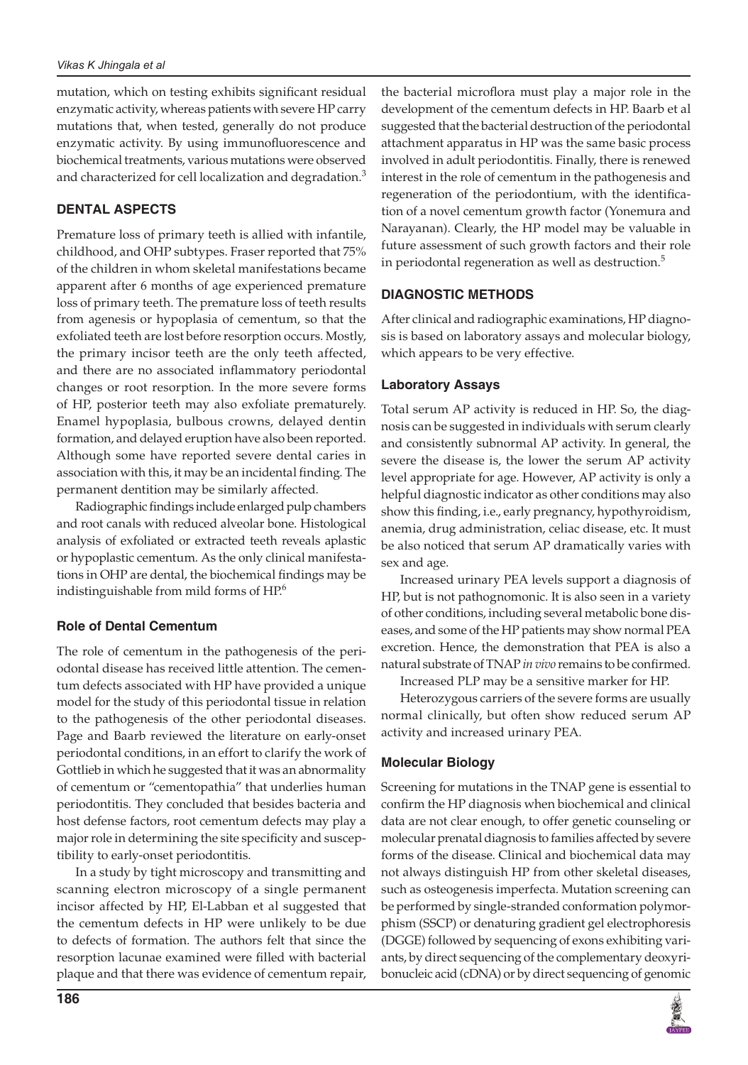mutation, which on testing exhibits significant residual enzymatic activity, whereas patients with severe HP carry mutations that, when tested, generally do not produce enzymatic activity. By using immunofluorescence and biochemical treatments, various mutations were observed and characterized for cell localization and degradation.[3]

## DENTAL ASPECTS

Premature loss of primary teeth is allied with infantile, childhood, and OHP subtypes. Fraser reported that 75% of the children in whom skeletal manifestations became apparent after 6 months of age experienced premature loss of primary teeth. The premature loss of teeth results from agenesis or hypoplasia of cementum, so that the exfoliated teeth are lost before resorption occurs. Mostly, the primary incisor teeth are the only teeth affected, and there are no associated inflammatory periodontal changes or root resorption. In the more severe forms of HP, posterior teeth may also exfoliate prematurely. Enamel hypoplasia, bulbous crowns, delayed dentin formation, and delayed eruption have also been reported. Although some have reported severe dental caries in association with this, it may be an incidental finding. The permanent dentition may be similarly affected.

Radiographic findings include enlarged pulp chambers and root canals with reduced alveolar bone. Histological analysis of exfoliated or extracted teeth reveals aplastic or hypoplastic cementum. As the only clinical manifestations in OHP are dental, the biochemical findings may be indistinguishable from mild forms of HP.[6]

### Role of Dental Cementum

The role of cementum in the pathogenesis of the periodontal disease has received little attention. The cementum defects associated with HP have provided a unique model for the study of this periodontal tissue in relation to the pathogenesis of the other periodontal diseases. Page and Baarb reviewed the literature on early-onset periodontal conditions, in an effort to clarify the work of Gottlieb in which he suggested that it was an abnormality of cementum or "cementopathia" that underlies human periodontitis. They concluded that besides bacteria and host defense factors, root cementum defects may play a major role in determining the site specificity and susceptibility to early-onset periodontitis.

In a study by tight microscopy and transmitting and scanning electron microscopy of a single permanent incisor affected by HP, El-Labban et al suggested that the cementum defects in HP were unlikely to be due to defects of formation. The authors felt that since the resorption lacunae examined were filled with bacterial plaque and that there was evidence of cementum repair, the bacterial microflora must play a major role in the development of the cementum defects in HP. Baarb et al suggested that the bacterial destruction of the periodontal attachment apparatus in HP was the same basic process involved in adult periodontitis. Finally, there is renewed interest in the role of cementum in the pathogenesis and regeneration of the periodontium, with the identification of a novel cementum growth factor (Yonemura and Narayanan). Clearly, the HP model may be valuable in future assessment of such growth factors and their role in periodontal regeneration as well as destruction.[5]

## DIAGNOSTIC METHODS

After clinical and radiographic examinations, HP diagnosis is based on laboratory assays and molecular biology, which appears to be very effective.

### Laboratory Assays

Total serum AP activity is reduced in HP. So, the diagnosis can be suggested in individuals with serum clearly and consistently subnormal AP activity. In general, the severe the disease is, the lower the serum AP activity level appropriate for age. However, AP activity is only a helpful diagnostic indicator as other conditions may also show this finding, i.e., early pregnancy, hypothyroidism, anemia, drug administration, celiac disease, etc. It must be also noticed that serum AP dramatically varies with sex and age.

Increased urinary PEA levels support a diagnosis of HP, but is not pathognomonic. It is also seen in a variety of other conditions, including several metabolic bone diseases, and some of the HP patients may show normal PEA excretion. Hence, the demonstration that PEA is also a natural substrate of TNAP *in vivo* remains to be confirmed.

Increased PLP may be a sensitive marker for HP.

Heterozygous carriers of the severe forms are usually normal clinically, but often show reduced serum AP activity and increased urinary PEA.

### Molecular Biology

Screening for mutations in the TNAP gene is essential to confirm the HP diagnosis when biochemical and clinical data are not clear enough, to offer genetic counseling or molecular prenatal diagnosis to families affected by severe forms of the disease. Clinical and biochemical data may not always distinguish HP from other skeletal diseases, such as osteogenesis imperfecta. Mutation screening can be performed by single-stranded conformation polymorphism (SSCP) or denaturing gradient gel electrophoresis (DGGE) followed by sequencing of exons exhibiting variants, by direct sequencing of the complementary deoxyribonucleic acid (cDNA) or by direct sequencing of genomic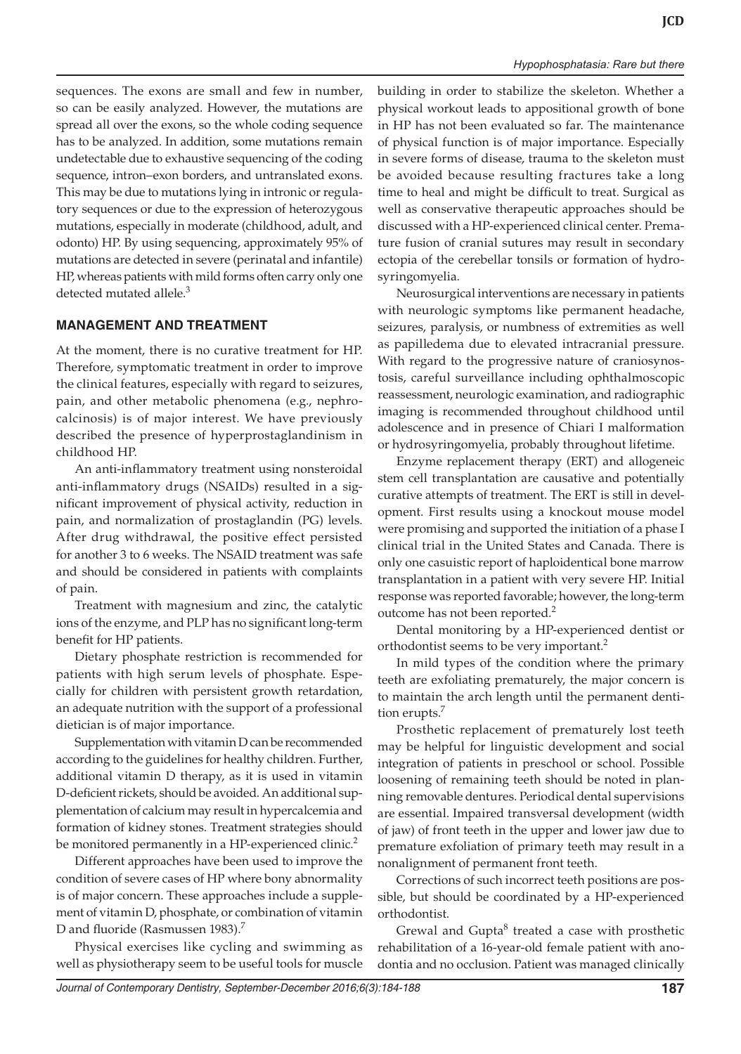sequences. The exons are small and few in number, so can be easily analyzed. However, the mutations are spread all over the exons, so the whole coding sequence has to be analyzed. In addition, some mutations remain undetectable due to exhaustive sequencing of the coding sequence, intron–exon borders, and untranslated exons. This may be due to mutations lying in intronic or regulatory sequences or due to the expression of heterozygous mutations, especially in moderate (childhood, adult, and odonto) HP. By using sequencing, approximately 95% of mutations are detected in severe (perinatal and infantile) HP, whereas patients with mild forms often carry only one detected mutated allele.[3]

## MANAGEMENT AND TREATMENT

At the moment, there is no curative treatment for HP. Therefore, symptomatic treatment in order to improve the clinical features, especially with regard to seizures, pain, and other metabolic phenomena (e.g., nephrocalcinosis) is of major interest. We have previously described the presence of hyperprostaglandinism in childhood HP.

An anti-inflammatory treatment using nonsteroidal anti-inflammatory drugs (NSAIDs) resulted in a significant improvement of physical activity, reduction in pain, and normalization of prostaglandin (PG) levels. After drug withdrawal, the positive effect persisted for another 3 to 6 weeks. The NSAID treatment was safe and should be considered in patients with complaints of pain.

Treatment with magnesium and zinc, the catalytic ions of the enzyme, and PLP has no significant long-term benefit for HP patients.

Dietary phosphate restriction is recommended for patients with high serum levels of phosphate. Especially for children with persistent growth retardation, an adequate nutrition with the support of a professional dietician is of major importance.

Supplementation with vitamin D can be recommended according to the guidelines for healthy children. Further, additional vitamin D therapy, as it is used in vitamin D-deficient rickets, should be avoided. An additional supplementation of calcium may result in hypercalcemia and formation of kidney stones. Treatment strategies should be monitored permanently in a HP-experienced clinic.[2]

Different approaches have been used to improve the condition of severe cases of HP where bony abnormality is of major concern. These approaches include a supplement of vitamin D, phosphate, or combination of vitamin D and fluoride (Rasmussen 1983).[7]

Physical exercises like cycling and swimming as well as physiotherapy seem to be useful tools for muscle building in order to stabilize the skeleton. Whether a physical workout leads to appositional growth of bone in HP has not been evaluated so far. The maintenance of physical function is of major importance. Especially in severe forms of disease, trauma to the skeleton must be avoided because resulting fractures take a long time to heal and might be difficult to treat. Surgical as well as conservative therapeutic approaches should be discussed with a HP-experienced clinical center. Premature fusion of cranial sutures may result in secondary ectopia of the cerebellar tonsils or formation of hydrosyringomyelia.

Neurosurgical interventions are necessary in patients with neurologic symptoms like permanent headache, seizures, paralysis, or numbness of extremities as well as papilledema due to elevated intracranial pressure. With regard to the progressive nature of craniosynostosis, careful surveillance including ophthalmoscopic reassessment, neurologic examination, and radiographic imaging is recommended throughout childhood until adolescence and in presence of Chiari I malformation or hydrosyringomyelia, probably throughout lifetime.

Enzyme replacement therapy (ERT) and allogeneic stem cell transplantation are causative and potentially curative attempts of treatment. The ERT is still in development. First results using a knockout mouse model were promising and supported the initiation of a phase I clinical trial in the United States and Canada. There is only one casuistic report of haploidentical bone marrow transplantation in a patient with very severe HP. Initial response was reported favorable; however, the long-term outcome has not been reported.[2]

Dental monitoring by a HP-experienced dentist or orthodontist seems to be very important.[2]

In mild types of the condition where the primary teeth are exfoliating prematurely, the major concern is to maintain the arch length until the permanent dentition erupts.[7]

Prosthetic replacement of prematurely lost teeth may be helpful for linguistic development and social integration of patients in preschool or school. Possible loosening of remaining teeth should be noted in planning removable dentures. Periodical dental supervisions are essential. Impaired transversal development (width of jaw) of front teeth in the upper and lower jaw due to premature exfoliation of primary teeth may result in a nonalignment of permanent front teeth.

Corrections of such incorrect teeth positions are possible, but should be coordinated by a HP-experienced orthodontist.

Grewal and Gupta[8] treated a case with prosthetic rehabilitation of a 16-year-old female patient with anodontia and no occlusion. Patient was managed clinically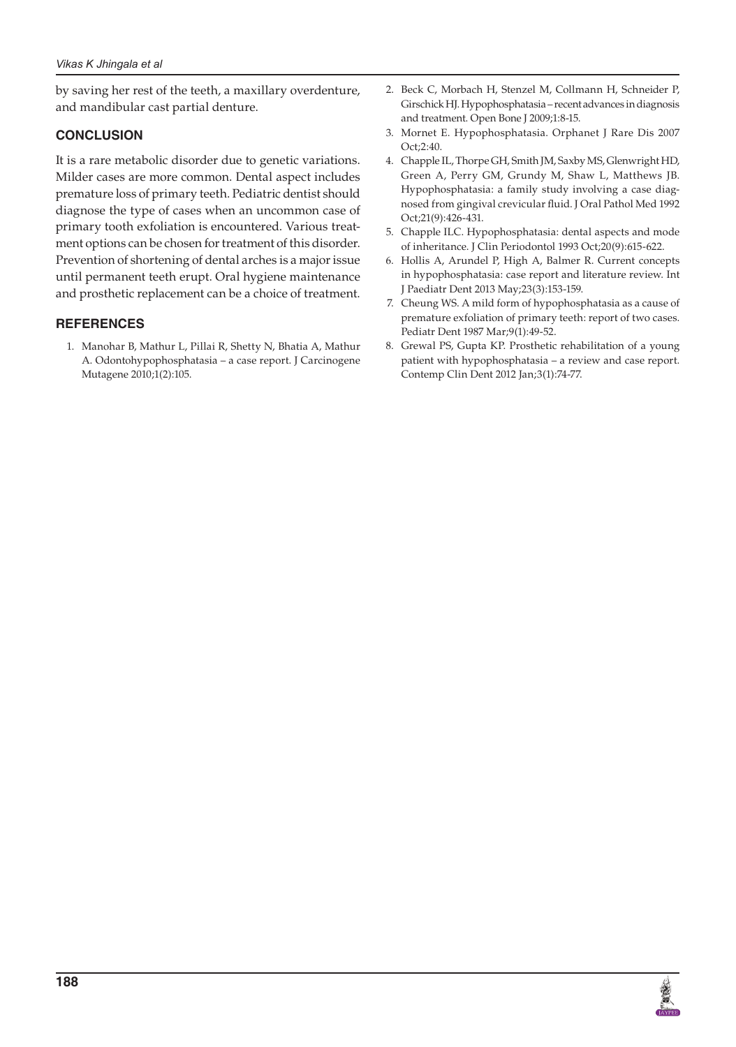by saving her rest of the teeth, a maxillary overdenture, and mandibular cast partial denture.

## CONCLUSION

It is a rare metabolic disorder due to genetic variations. Milder cases are more common. Dental aspect includes premature loss of primary teeth. Pediatric dentist should diagnose the type of cases when an uncommon case of primary tooth exfoliation is encountered. Various treatment options can be chosen for treatment of this disorder. Prevention of shortening of dental arches is a major issue until permanent teeth erupt. Oral hygiene maintenance and prosthetic replacement can be a choice of treatment.

## REFERENCES

1. Manohar B, Mathur L, Pillai R, Shetty N, Bhatia A, Mathur A. Odontohypophosphatasia – a case report. J Carcinogene Mutagene 2010;1(2):105.
2. Beck C, Morbach H, Stenzel M, Collmann H, Schneider P, Girschick HJ. Hypophosphatasia – recent advances in diagnosis and treatment. Open Bone J 2009;1:8-15.
3. Mornet E. Hypophosphatasia. Orphanet J Rare Dis 2007 Oct;2:40.
4. Chapple IL, Thorpe GH, Smith JM, Saxby MS, Glenwright HD, Green A, Perry GM, Grundy M, Shaw L, Matthews JB. Hypophosphatasia: a family study involving a case diagnosed from gingival crevicular fluid. J Oral Pathol Med 1992 Oct;21(9):426-431.
5. Chapple ILC. Hypophosphatasia: dental aspects and mode of inheritance. J Clin Periodontol 1993 Oct;20(9):615-622.
6. Hollis A, Arundel P, High A, Balmer R. Current concepts in hypophosphatasia: case report and literature review. Int J Paediatr Dent 2013 May;23(3):153-159.
7. Cheung WS. A mild form of hypophosphatasia as a cause of premature exfoliation of primary teeth: report of two cases. Pediatr Dent 1987 Mar;9(1):49-52.
8. Grewal PS, Gupta KP. Prosthetic rehabilitation of a young patient with hypophosphatasia – a review and case report. Contemp Clin Dent 2012 Jan;3(1):74-77.